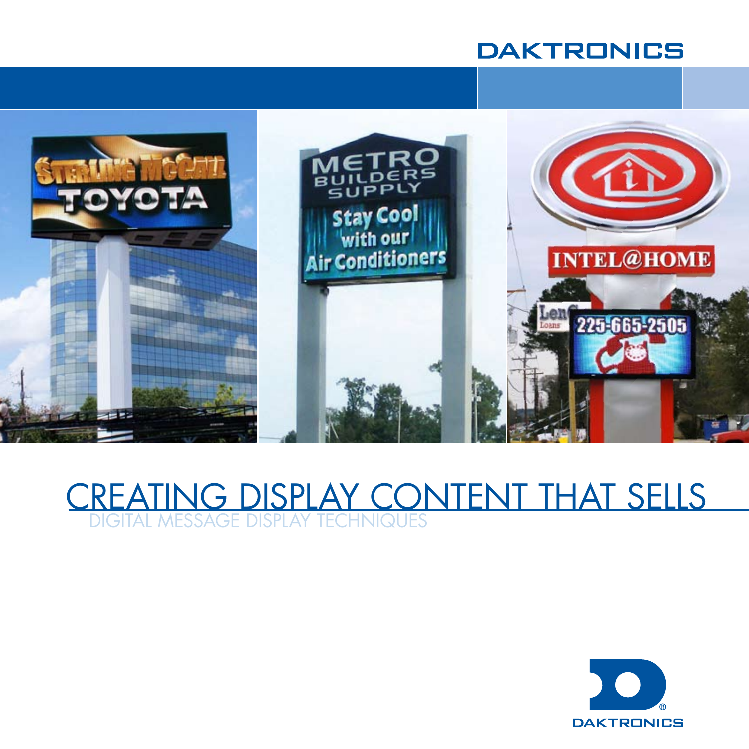DAKTRONICS

# CREATING DISPLAY CONTENT THAT SELLS

## DIGITAL MESSAGE DISPLAY TECHNIQUES

DAKTRONICS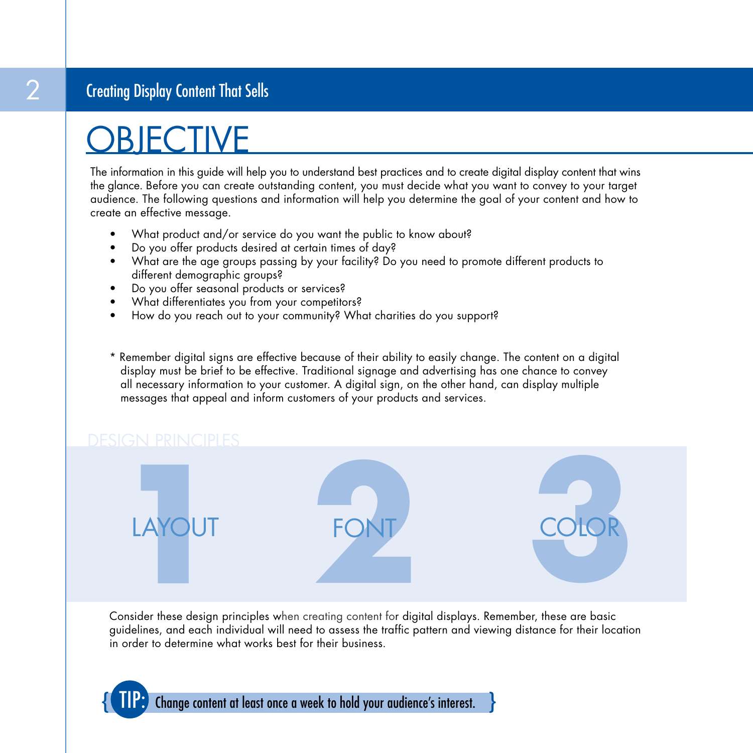# OBJECTIVE

The information in this guide will help you to understand best practices and to create digital display content that wins the glance. Before you can create outstanding content, you must decide what you want to convey to your target audience. The following questions and information will help you determine the goal of your content and how to create an effective message.

- What product and/or service do you want the public to know about?
- Do you offer products desired at certain times of day?
- What are the age groups passing by your facility? Do you need to promote different products to different demographic groups?
- Do you offer seasonal products or services?
- What differentiates you from your competitors?
- How do you reach out to your community? What charities do you support?

* Remember digital signs are effective because of their ability to easily change. The content on a digital display must be brief to be effective. Traditional signage and advertising has one chance to convey all necessary information to your customer. A digital sign, on the other hand, can display multiple messages that appeal and inform customers of your products and services.

## DESIGN PRINCIPLES

1 LAYOUT

2 FONT

3 COLOR

Consider these design principles when creating content for digital displays. Remember, these are basic guidelines, and each individual will need to assess the traffic pattern and viewing distance for their location in order to determine what works best for their business.

**TIP:** Change content at least once a week to hold your audience's interest.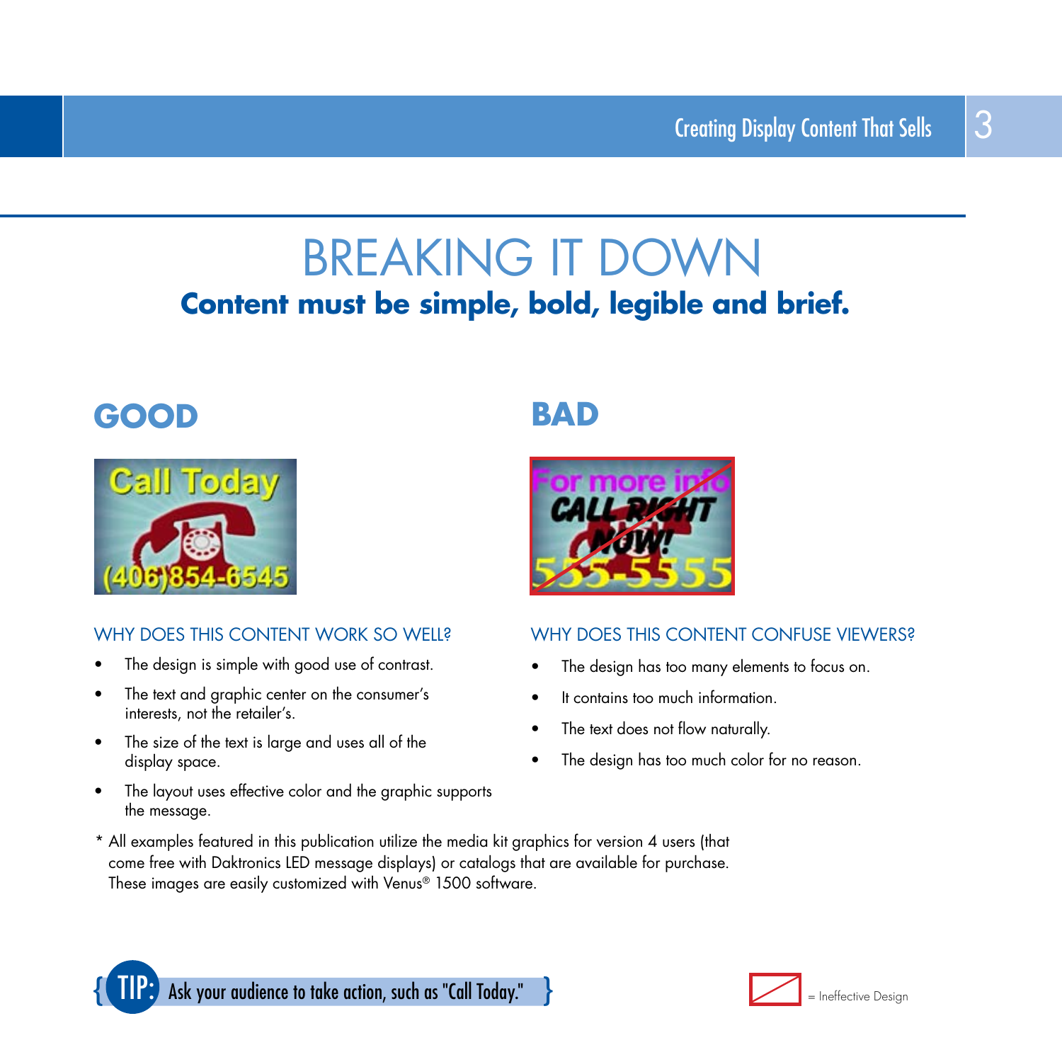# BREAKING IT DOWN

## Content must be simple, bold, legible and brief.

### GOOD

#### WHY DOES THIS CONTENT WORK SO WELL?

- The design is simple with good use of contrast.
- The text and graphic center on the consumer's interests, not the retailer's.
- The size of the text is large and uses all of the display space.
- The layout uses effective color and the graphic supports the message.

### BAD

#### WHY DOES THIS CONTENT CONFUSE VIEWERS?

- The design has too many elements to focus on.
- It contains too much information.
- The text does not flow naturally.
- The design has too much color for no reason.

* All examples featured in this publication utilize the media kit graphics for version 4 users (that come free with Daktronics LED message displays) or catalogs that are available for purchase. These images are easily customized with Venus® 1500 software.

{ TIP: Ask your audience to take action, such as "Call Today." }

= Ineffective Design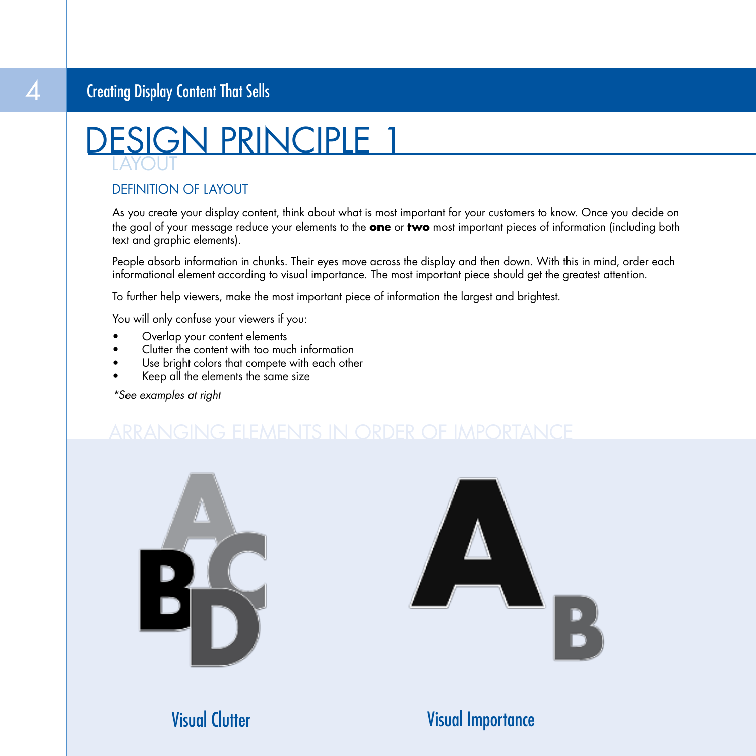# DESIGN PRINCIPLE 1

## LAYOUT

### DEFINITION OF LAYOUT

As you create your display content, think about what is most important for your customers to know. Once you decide on the goal of your message reduce your elements to the **one** or **two** most important pieces of information (including both text and graphic elements).

People absorb information in chunks. Their eyes move across the display and then down. With this in mind, order each informational element according to visual importance. The most important piece should get the greatest attention.

To further help viewers, make the most important piece of information the largest and brightest.

You will only confuse your viewers if you:

- Overlap your content elements
- Clutter the content with too much information
- Use bright colors that compete with each other
- Keep all the elements the same size

*\*See examples at right*

### ARRANGING ELEMENTS IN ORDER OF IMPORTANCE

Visual Clutter

Visual Importance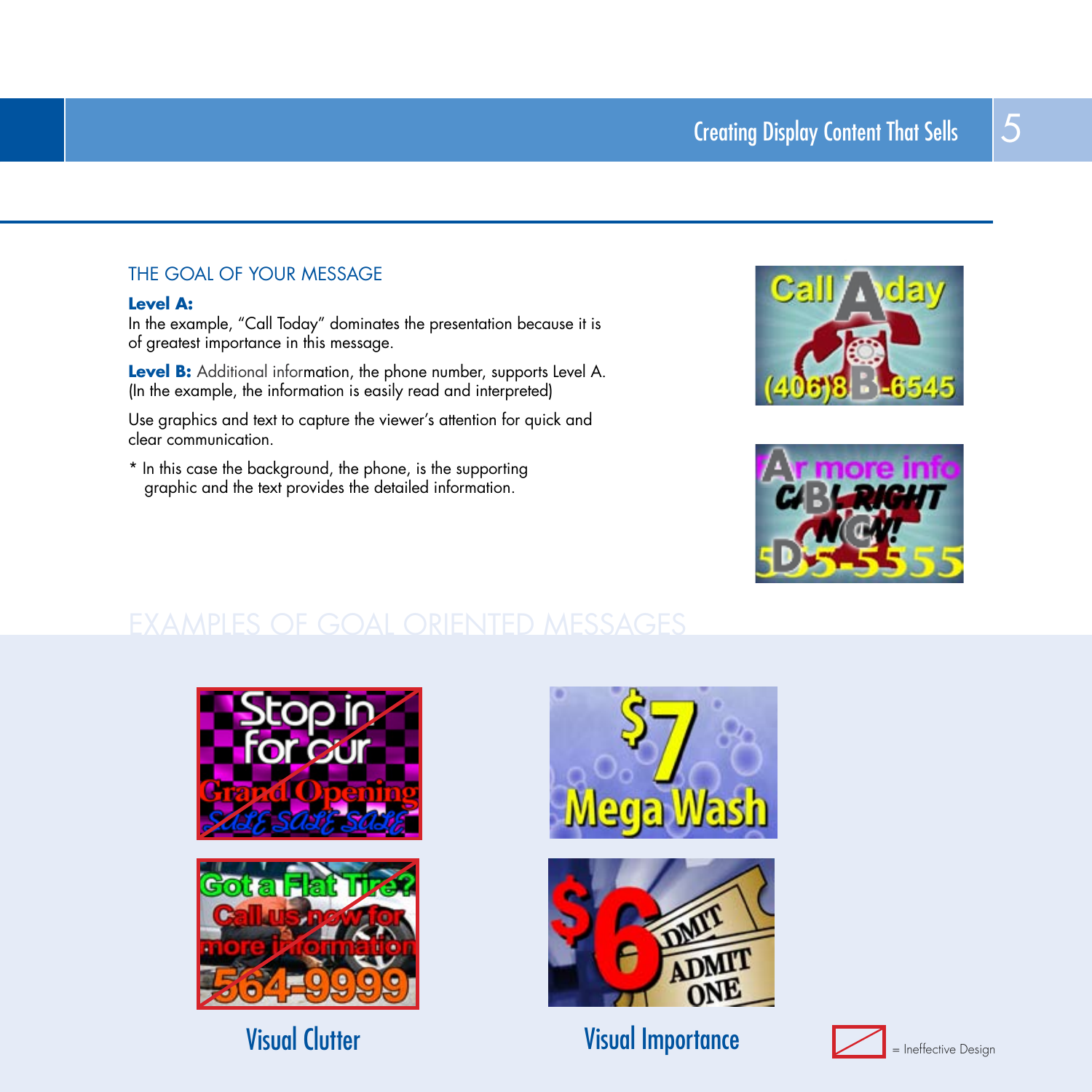## THE GOAL OF YOUR MESSAGE

**Level A:**
In the example, "Call Today" dominates the presentation because it is of greatest importance in this message.

**Level B:** Additional information, the phone number, supports Level A. (In the example, the information is easily read and interpreted)

Use graphics and text to capture the viewer's attention for quick and clear communication.

* In this case the background, the phone, is the supporting graphic and the text provides the detailed information.

## EXAMPLES OF GOAL ORIENTED MESSAGES

Visual Clutter

Visual Importance

= Ineffective Design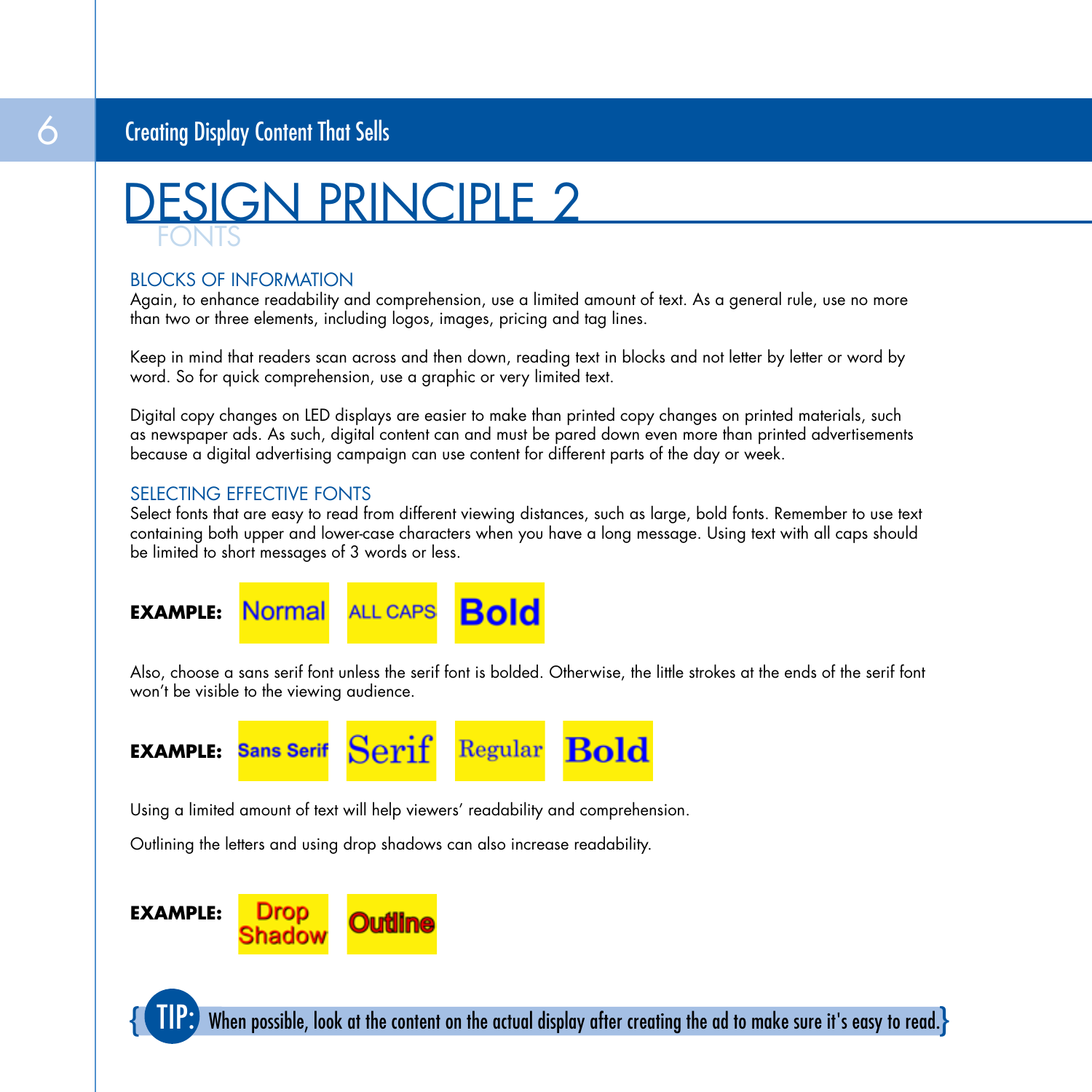# DESIGN PRINCIPLE 2

## FONTS

### BLOCKS OF INFORMATION

Again, to enhance readability and comprehension, use a limited amount of text. As a general rule, use no more than two or three elements, including logos, images, pricing and tag lines.

Keep in mind that readers scan across and then down, reading text in blocks and not letter by letter or word by word. So for quick comprehension, use a graphic or very limited text.

Digital copy changes on LED displays are easier to make than printed copy changes on printed materials, such as newspaper ads. As such, digital content can and must be pared down even more than printed advertisements because a digital advertising campaign can use content for different parts of the day or week.

### SELECTING EFFECTIVE FONTS

Select fonts that are easy to read from different viewing distances, such as large, bold fonts. Remember to use text containing both upper and lower-case characters when you have a long message. Using text with all caps should be limited to short messages of 3 words or less.

**EXAMPLE:** Normal ALL CAPS **Bold**

Also, choose a sans serif font unless the serif font is bolded. Otherwise, the little strokes at the ends of the serif font won't be visible to the viewing audience.

**EXAMPLE:** **Sans Serif** Serif Regular **Bold**

Using a limited amount of text will help viewers' readability and comprehension.

Outlining the letters and using drop shadows can also increase readability.

**EXAMPLE:** Drop Shadow Outline

{ **TIP:** When possible, look at the content on the actual display after creating the ad to make sure it's easy to read. }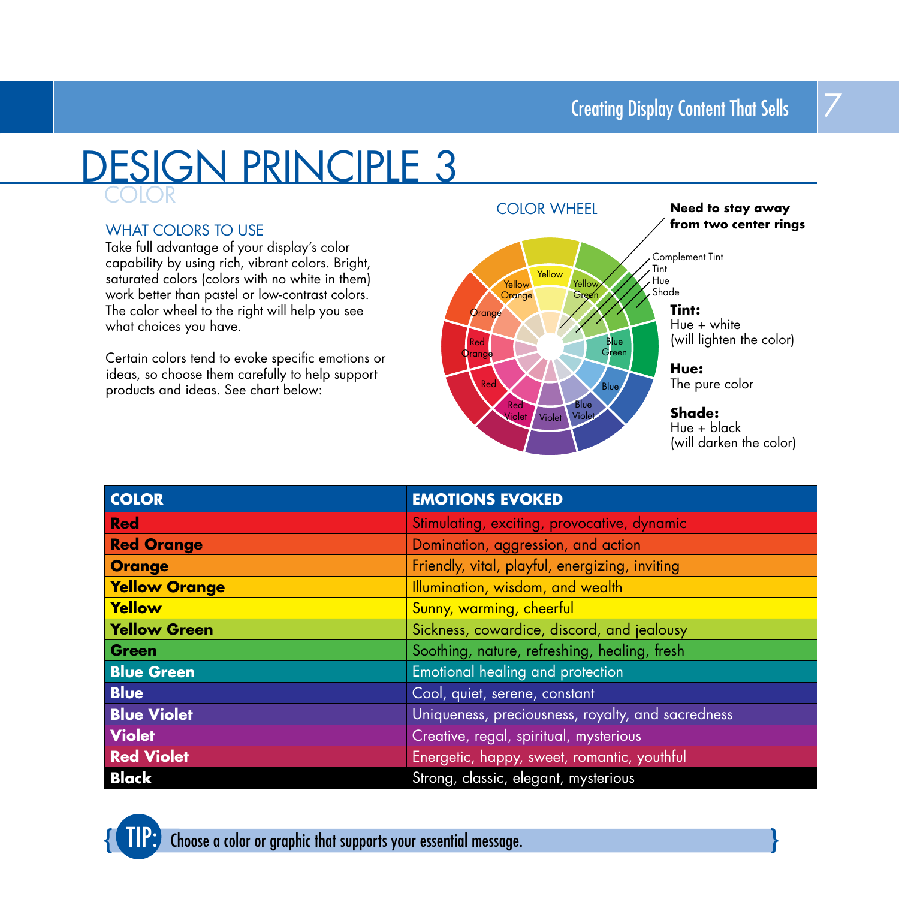# DESIGN PRINCIPLE 3

## COLOR

### WHAT COLORS TO USE

Take full advantage of your display's color capability by using rich, vibrant colors. Bright, saturated colors (colors with no white in them) work better than pastel or low-contrast colors. The color wheel to the right will help you see what choices you have.

Certain colors tend to evoke specific emotions or ideas, so choose them carefully to help support products and ideas. See chart below:

### COLOR WHEEL

**Need to stay away from two center rings**

Complement Tint
Tint
Hue
Shade

**Tint:**
Hue + white
(will lighten the color)

**Hue:**
The pure color

**Shade:**
Hue + black
(will darken the color)

| COLOR | EMOTIONS EVOKED |
|---|---|
| **Red** | Stimulating, exciting, provocative, dynamic |
| **Red Orange** | Domination, aggression, and action |
| **Orange** | Friendly, vital, playful, energizing, inviting |
| **Yellow Orange** | Illumination, wisdom, and wealth |
| **Yellow** | Sunny, warming, cheerful |
| **Yellow Green** | Sickness, cowardice, discord, and jealousy |
| **Green** | Soothing, nature, refreshing, healing, fresh |
| **Blue Green** | Emotional healing and protection |
| **Blue** | Cool, quiet, serene, constant |
| **Blue Violet** | Uniqueness, preciousness, royalty, and sacredness |
| **Violet** | Creative, regal, spiritual, mysterious |
| **Red Violet** | Energetic, happy, sweet, romantic, youthful |
| **Black** | Strong, classic, elegant, mysterious |

**TIP:** Choose a color or graphic that supports your essential message.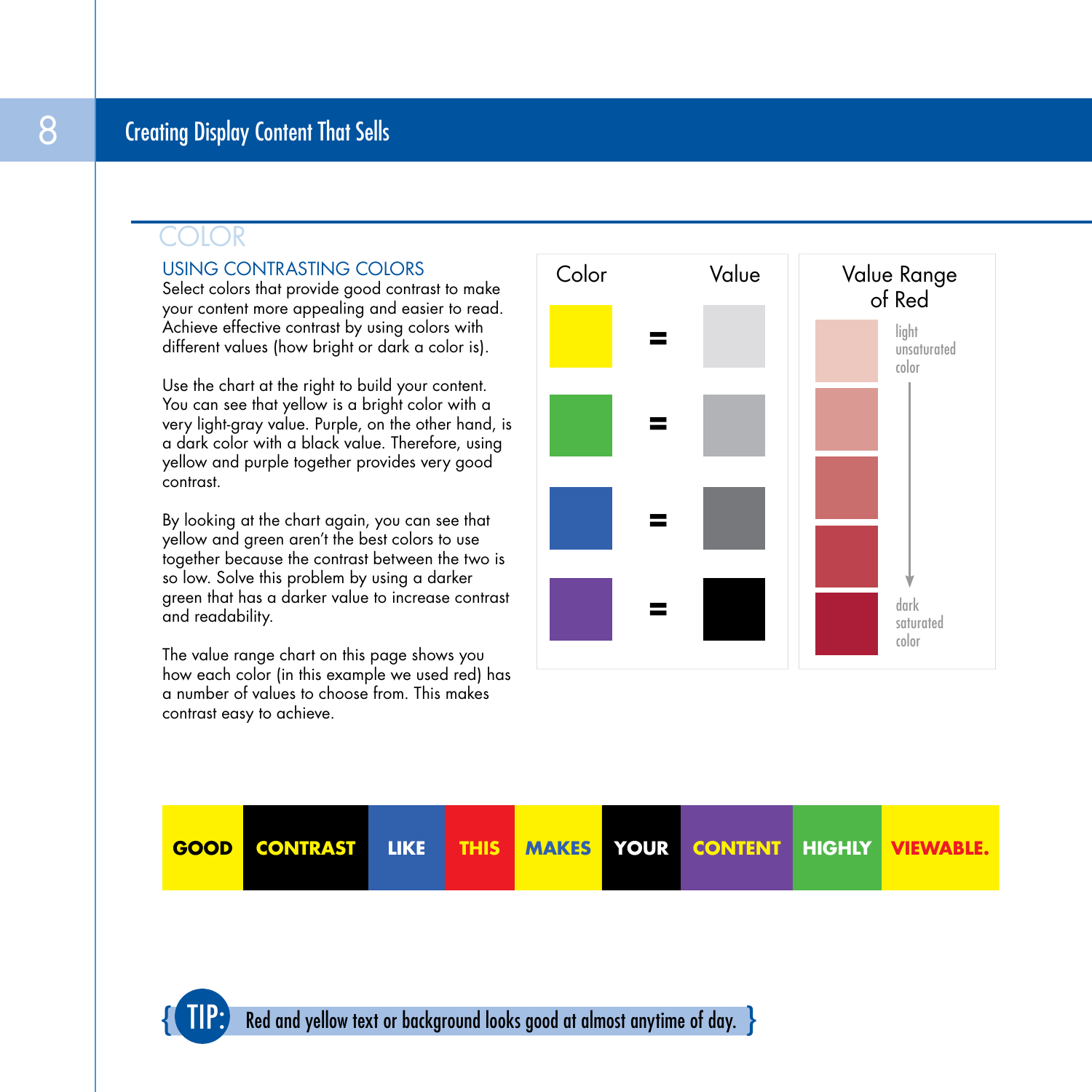## COLOR

### USING CONTRASTING COLORS

Select colors that provide good contrast to make your content more appealing and easier to read. Achieve effective contrast by using colors with different values (how bright or dark a color is).

Use the chart at the right to build your content. You can see that yellow is a bright color with a very light-gray value. Purple, on the other hand, is a dark color with a black value. Therefore, using yellow and purple together provides very good contrast.

By looking at the chart again, you can see that yellow and green aren't the best colors to use together because the contrast between the two is so low. Solve this problem by using a darker green that has a darker value to increase contrast and readability.

The value range chart on this page shows you how each color (in this example we used red) has a number of values to choose from. This makes contrast easy to achieve.

| Color | | Value |
|---|---|---|
| Yellow | = | Very light gray |
| Green | = | Light gray |
| Blue | = | Dark gray |
| Purple | = | Black |

**Value Range of Red**

light unsaturated color

↓

dark saturated color

GOOD CONTRAST LIKE THIS MAKES YOUR CONTENT HIGHLY VIEWABLE.

**TIP:** Red and yellow text or background looks good at almost anytime of day.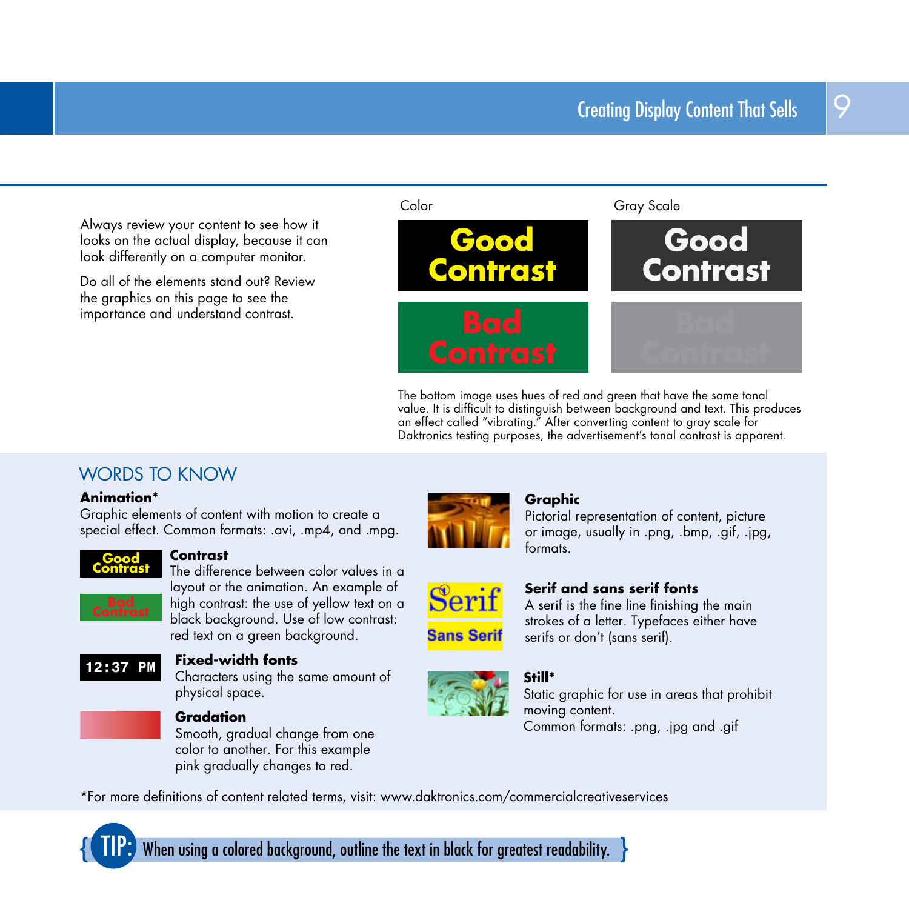Always review your content to see how it looks on the actual display, because it can look differently on a computer monitor.

Do all of the elements stand out? Review the graphics on this page to see the importance and understand contrast.

Color

Gray Scale

Good Contrast

Bad Contrast

The bottom image uses hues of red and green that have the same tonal value. It is difficult to distinguish between background and text. This produces an effect called "vibrating." After converting content to gray scale for Daktronics testing purposes, the advertisement's tonal contrast is apparent.

## WORDS TO KNOW

**Animation***
Graphic elements of content with motion to create a special effect. Common formats: .avi, .mp4, and .mpg.

**Contrast**
The difference between color values in a layout or the animation. An example of high contrast: the use of yellow text on a black background. Use of low contrast: red text on a green background.

**Fixed-width fonts**
Characters using the same amount of physical space.

**Gradation**
Smooth, gradual change from one color to another. For this example pink gradually changes to red.

**Graphic**
Pictorial representation of content, picture or image, usually in .png, .bmp, .gif, .jpg, formats.

**Serif and sans serif fonts**
A serif is the fine line finishing the main strokes of a letter. Typefaces either have serifs or don't (sans serif).

**Still***
Static graphic for use in areas that prohibit moving content.
Common formats: .png, .jpg and .gif

*For more definitions of content related terms, visit: www.daktronics.com/commercialcreativeservices

**TIP:** When using a colored background, outline the text in black for greatest readability.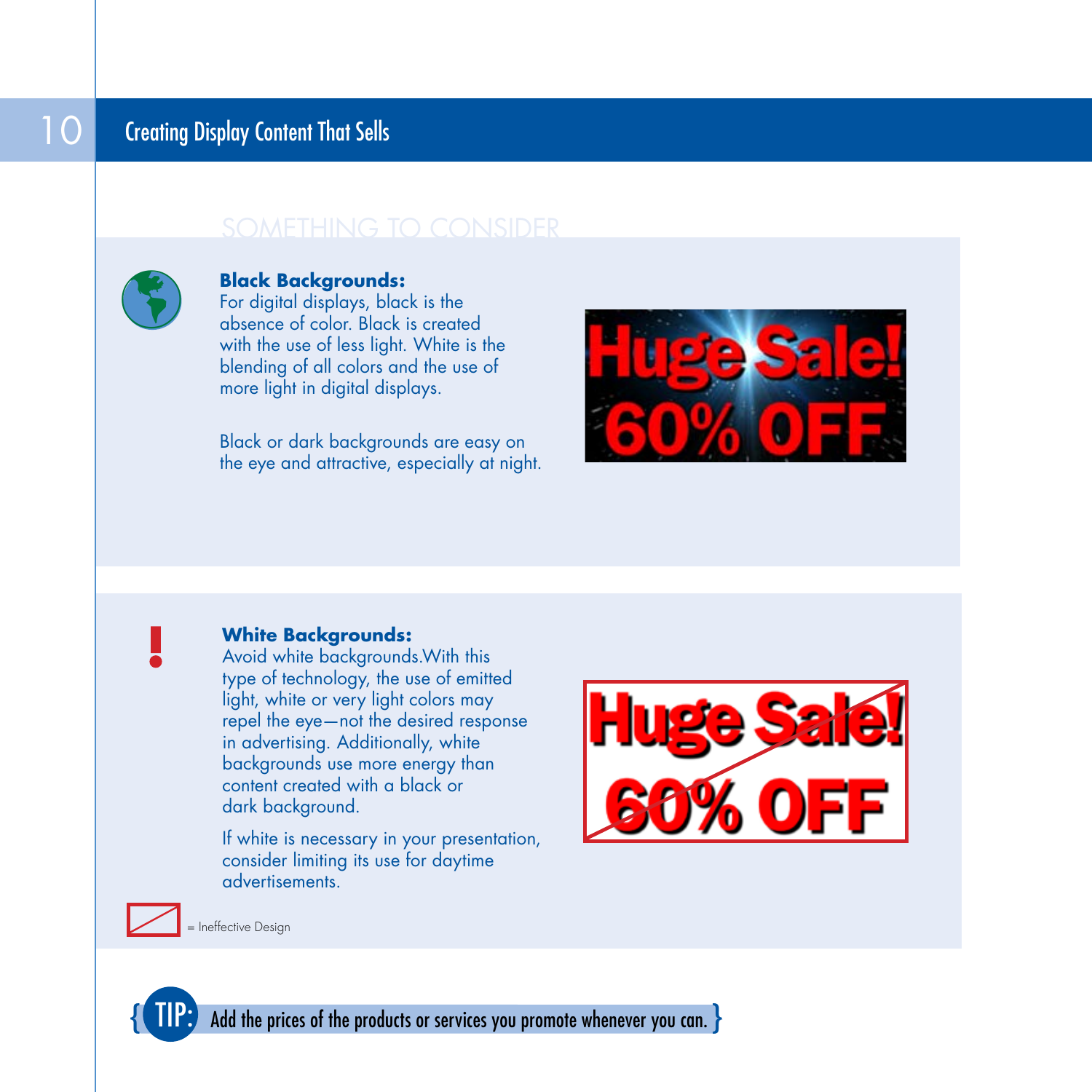## SOMETHING TO CONSIDER

**Black Backgrounds:**
For digital displays, black is the absence of color. Black is created with the use of less light. White is the blending of all colors and the use of more light in digital displays.

Black or dark backgrounds are easy on the eye and attractive, especially at night.

Huge Sale!
60% OFF

**White Backgrounds:**
Avoid white backgrounds.With this type of technology, the use of emitted light, white or very light colors may repel the eye—not the desired response in advertising. Additionally, white backgrounds use more energy than content created with a black or dark background.

If white is necessary in your presentation, consider limiting its use for daytime advertisements.

Huge Sale!
60% OFF

= Ineffective Design

{ TIP: Add the prices of the products or services you promote whenever you can. }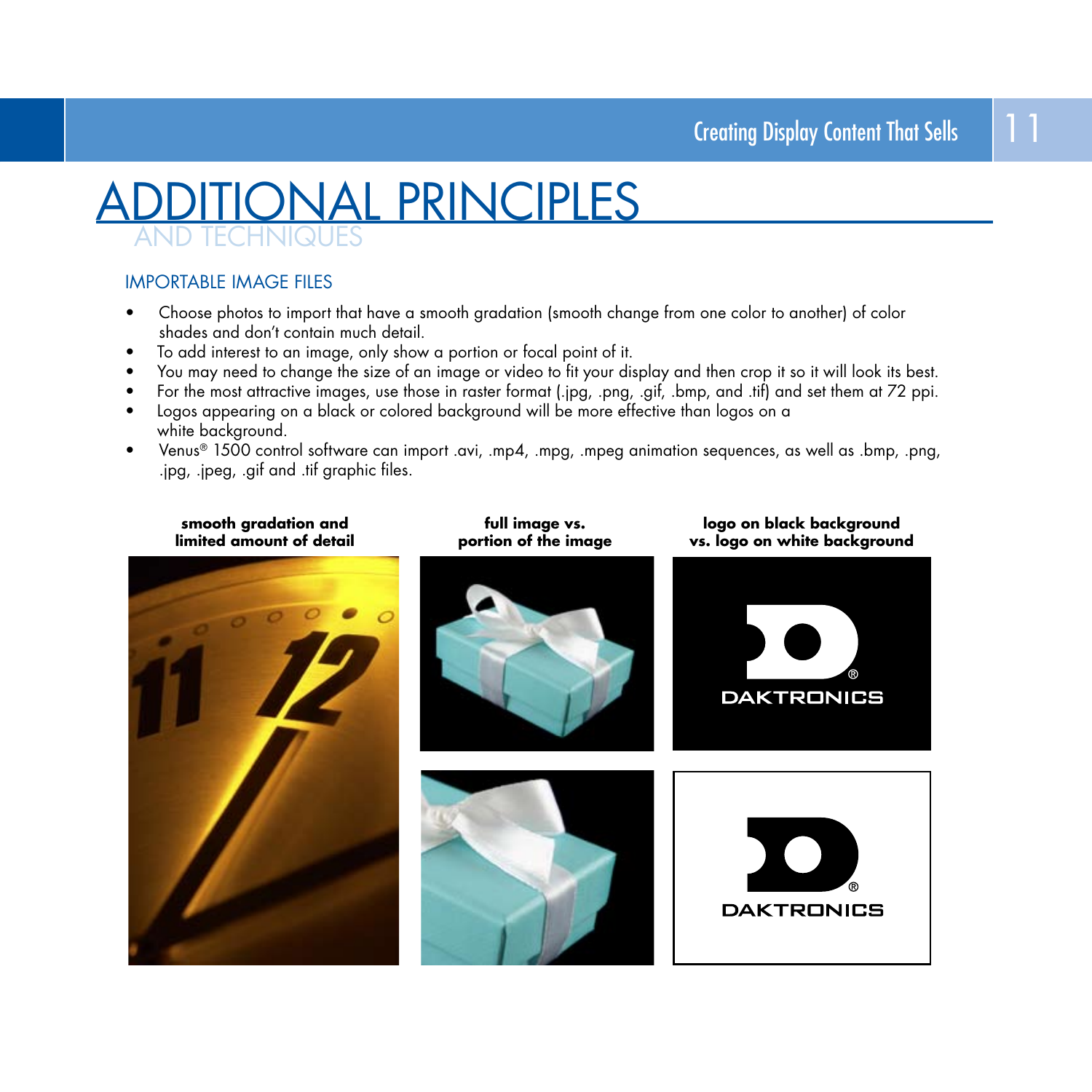# ADDITIONAL PRINCIPLES
## AND TECHNIQUES

### IMPORTABLE IMAGE FILES

- Choose photos to import that have a smooth gradation (smooth change from one color to another) of color shades and don't contain much detail.
- To add interest to an image, only show a portion or focal point of it.
- You may need to change the size of an image or video to fit your display and then crop it so it will look its best.
- For the most attractive images, use those in raster format (.jpg, .png, .gif, .bmp, and .tif) and set them at 72 ppi.
- Logos appearing on a black or colored background will be more effective than logos on a white background.
- Venus® 1500 control software can import .avi, .mp4, .mpg, .mpeg animation sequences, as well as .bmp, .png, .jpg, .jpeg, .gif and .tif graphic files.

**smooth gradation and limited amount of detail**

**full image vs. portion of the image**

**logo on black background vs. logo on white background**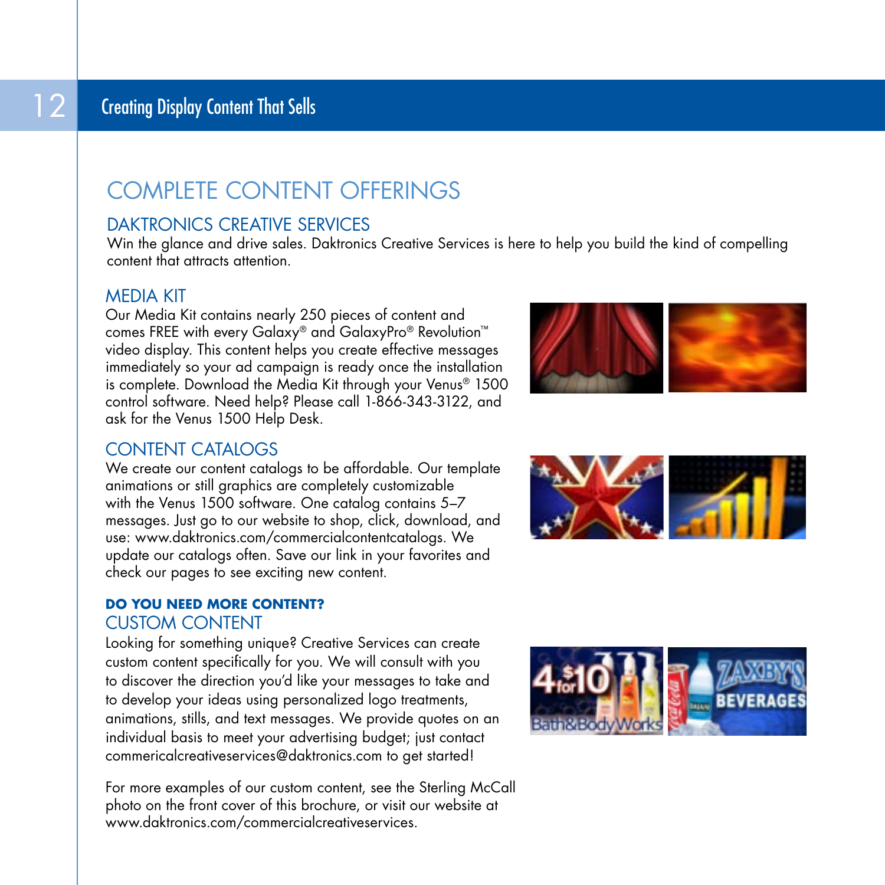# COMPLETE CONTENT OFFERINGS

## DAKTRONICS CREATIVE SERVICES

Win the glance and drive sales. Daktronics Creative Services is here to help you build the kind of compelling content that attracts attention.

## MEDIA KIT

Our Media Kit contains nearly 250 pieces of content and comes FREE with every Galaxy® and GalaxyPro® Revolution™ video display. This content helps you create effective messages immediately so your ad campaign is ready once the installation is complete. Download the Media Kit through your Venus® 1500 control software. Need help? Please call 1-866-343-3122, and ask for the Venus 1500 Help Desk.

## CONTENT CATALOGS

We create our content catalogs to be affordable. Our template animations or still graphics are completely customizable with the Venus 1500 software. One catalog contains 5–7 messages. Just go to our website to shop, click, download, and use: www.daktronics.com/commercialcontentcatalogs. We update our catalogs often. Save our link in your favorites and check our pages to see exciting new content.

**DO YOU NEED MORE CONTENT?**

## CUSTOM CONTENT

Looking for something unique? Creative Services can create custom content specifically for you. We will consult with you to discover the direction you'd like your messages to take and to develop your ideas using personalized logo treatments, animations, stills, and text messages. We provide quotes on an individual basis to meet your advertising budget; just contact commericalcreativeservices@daktronics.com to get started!

For more examples of our custom content, see the Sterling McCall photo on the front cover of this brochure, or visit our website at www.daktronics.com/commercialcreativeservices.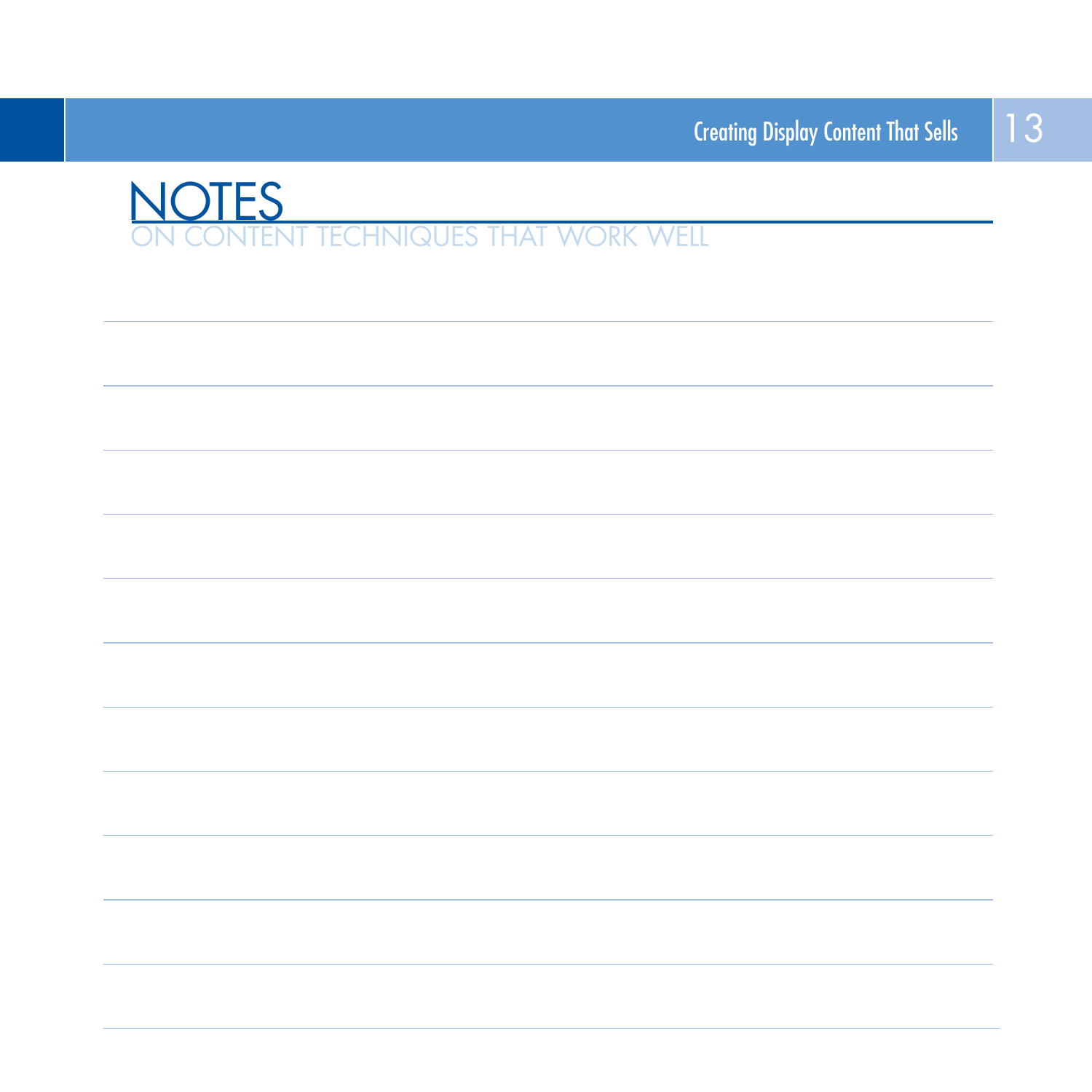# NOTES

ON CONTENT TECHNIQUES THAT WORK WELL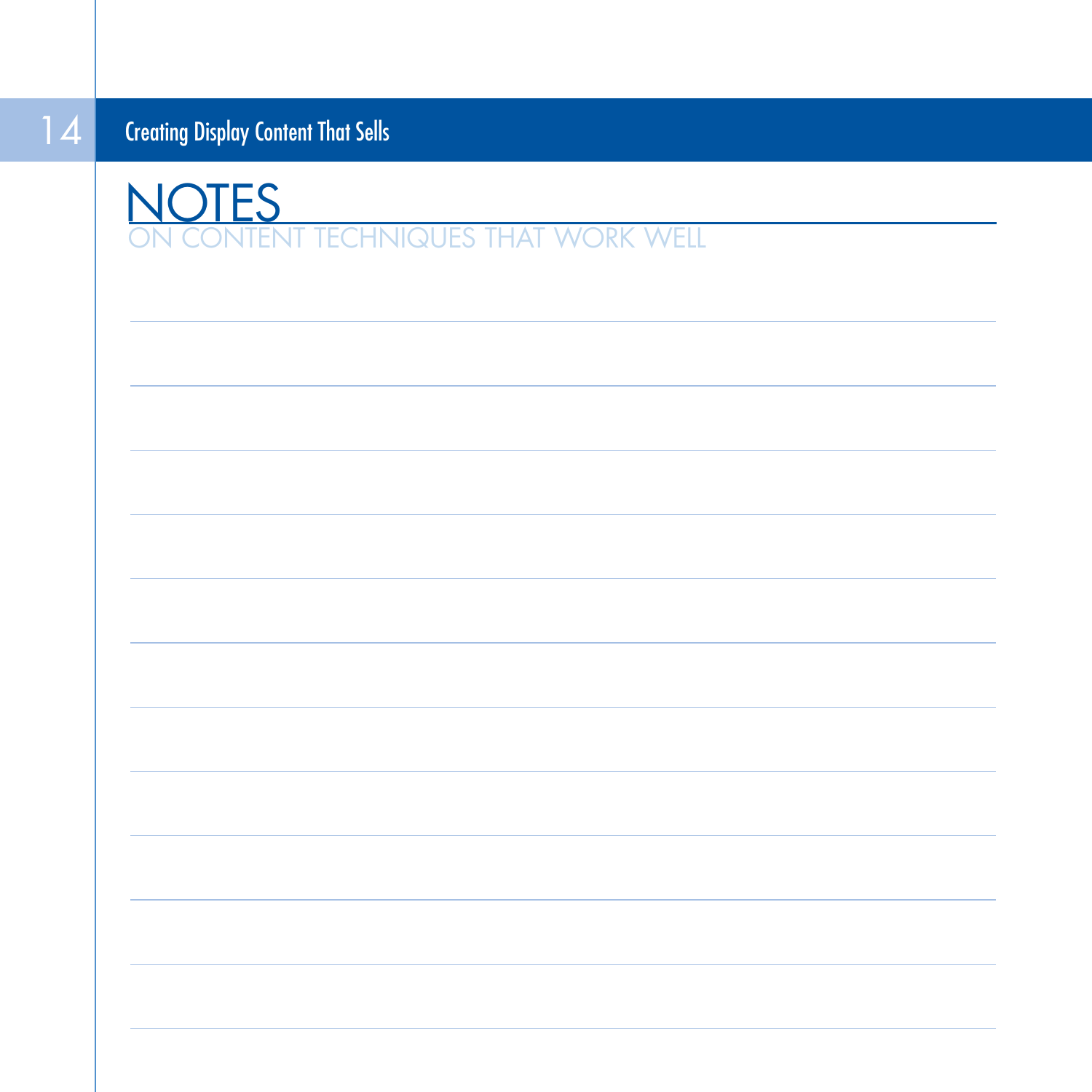# NOTES

## ON CONTENT TECHNIQUES THAT WORK WELL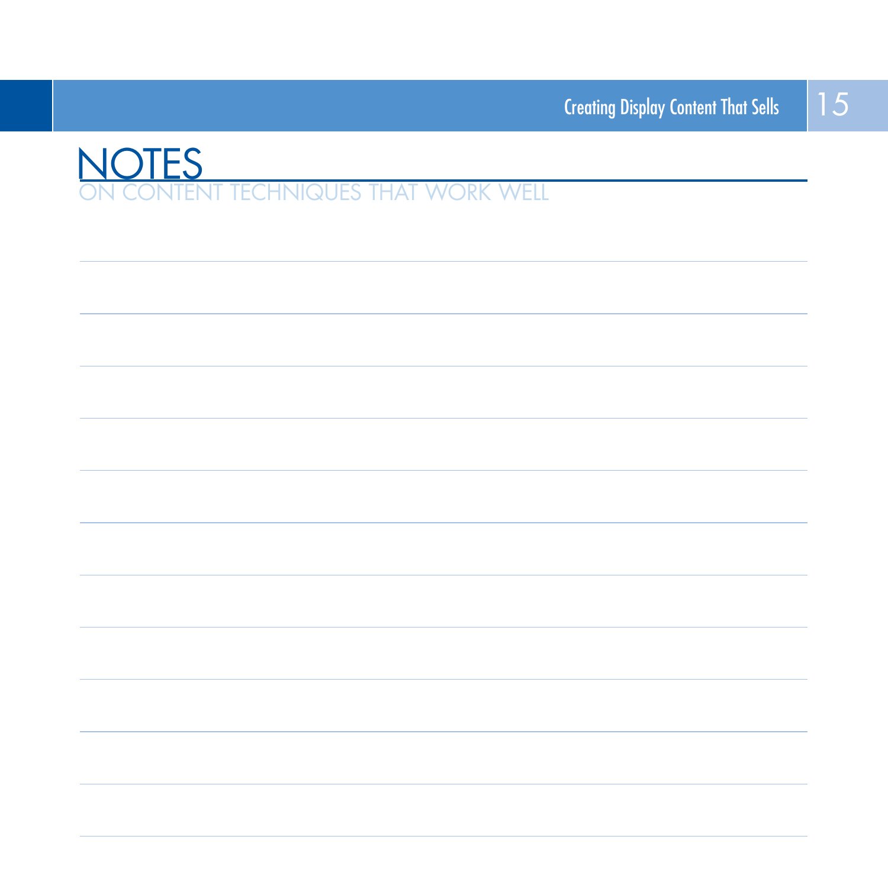# NOTES

ON CONTENT TECHNIQUES THAT WORK WELL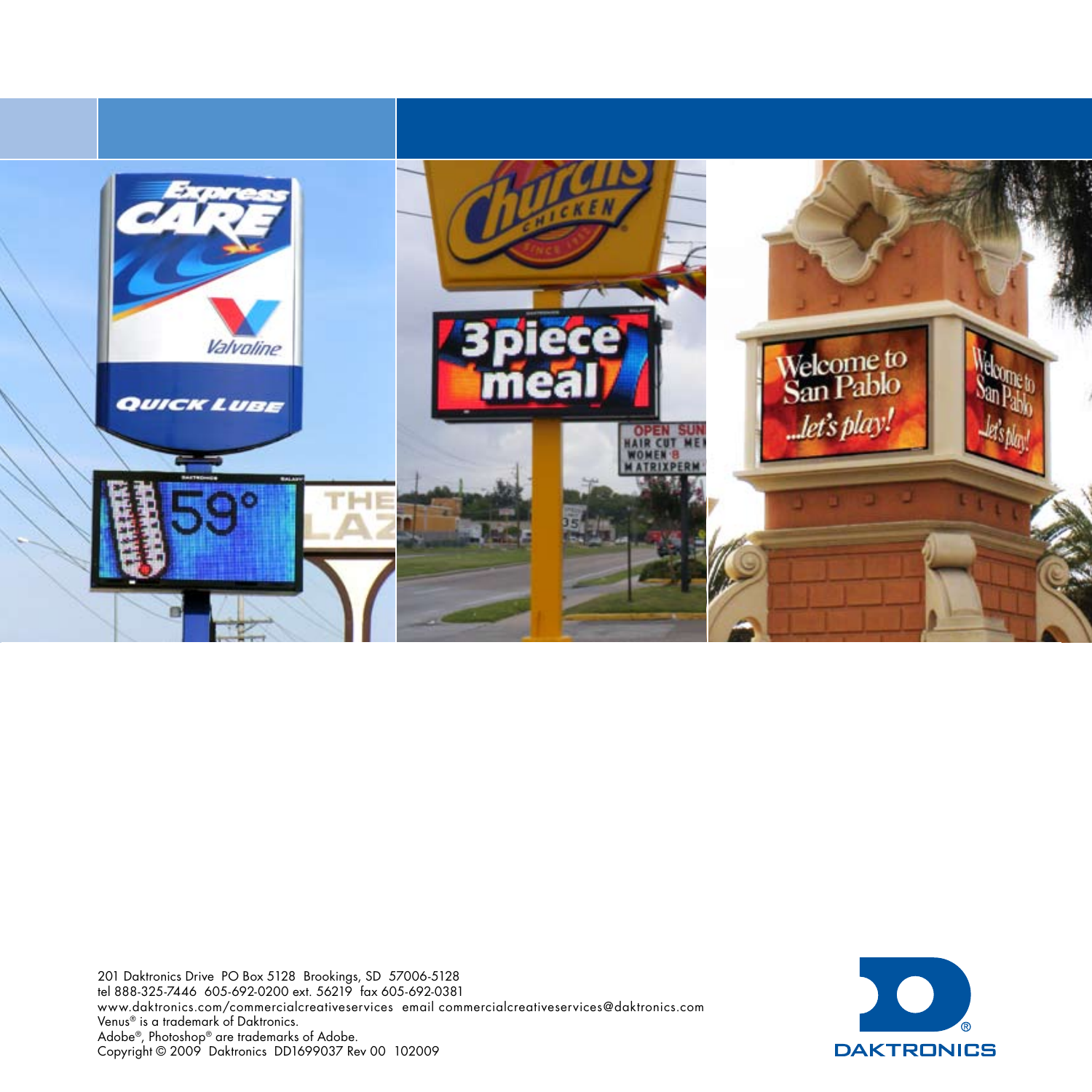201 Daktronics Drive PO Box 5128 Brookings, SD 57006-5128
tel 888-325-7446 605-692-0200 ext. 56219 fax 605-692-0381
www.daktronics.com/commercialcreativeservices email commercialcreativeservices@daktronics.com
Venus® is a trademark of Daktronics.
Adobe®, Photoshop® are trademarks of Adobe.
Copyright © 2009 Daktronics DD1699037 Rev 00 102009

DAKTRONICS